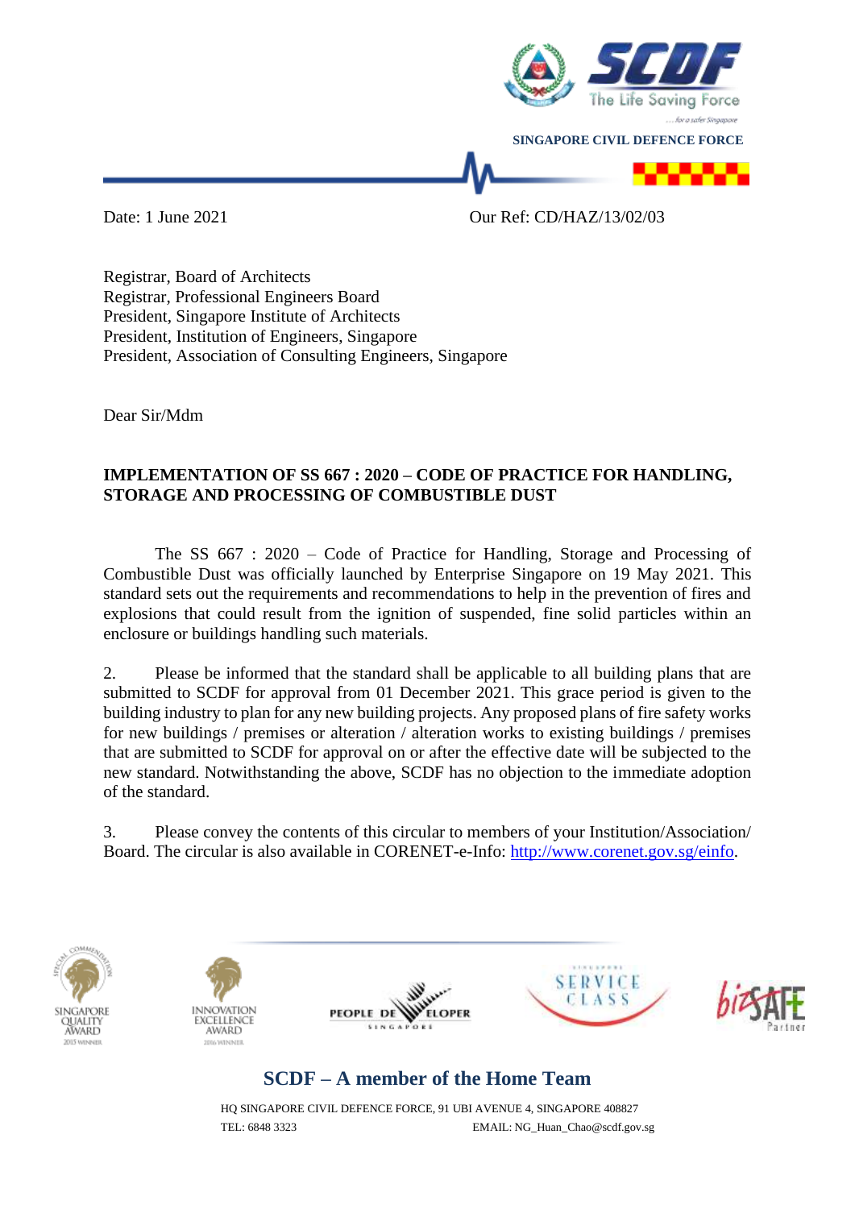SINGAPORE CIVIL DEFENCE FORCE

Date: 1 June 2021 Our Ref: CD/HAZ/13/02/03

Registrar, Board of Architects
Registrar, Professional Engineers Board
President, Singapore Institute of Architects
President, Institution of Engineers, Singapore
President, Association of Consulting Engineers, Singapore

Dear Sir/Mdm

**IMPLEMENTATION OF SS 667 : 2020 – CODE OF PRACTICE FOR HANDLING, STORAGE AND PROCESSING OF COMBUSTIBLE DUST**

The SS 667 : 2020 – Code of Practice for Handling, Storage and Processing of Combustible Dust was officially launched by Enterprise Singapore on 19 May 2021. This standard sets out the requirements and recommendations to help in the prevention of fires and explosions that could result from the ignition of suspended, fine solid particles within an enclosure or buildings handling such materials.

2. Please be informed that the standard shall be applicable to all building plans that are submitted to SCDF for approval from 01 December 2021. This grace period is given to the building industry to plan for any new building projects. Any proposed plans of fire safety works for new buildings / premises or alteration / alteration works to existing buildings / premises that are submitted to SCDF for approval on or after the effective date will be subjected to the new standard. Notwithstanding the above, SCDF has no objection to the immediate adoption of the standard.

3. Please convey the contents of this circular to members of your Institution/Association/ Board. The circular is also available in CORENET-e-Info: http://www.corenet.gov.sg/einfo.

**SCDF – A member of the Home Team**

HQ SINGAPORE CIVIL DEFENCE FORCE, 91 UBI AVENUE 4, SINGAPORE 408827
TEL: 6848 3323 EMAIL: NG_Huan_Chao@scdf.gov.sg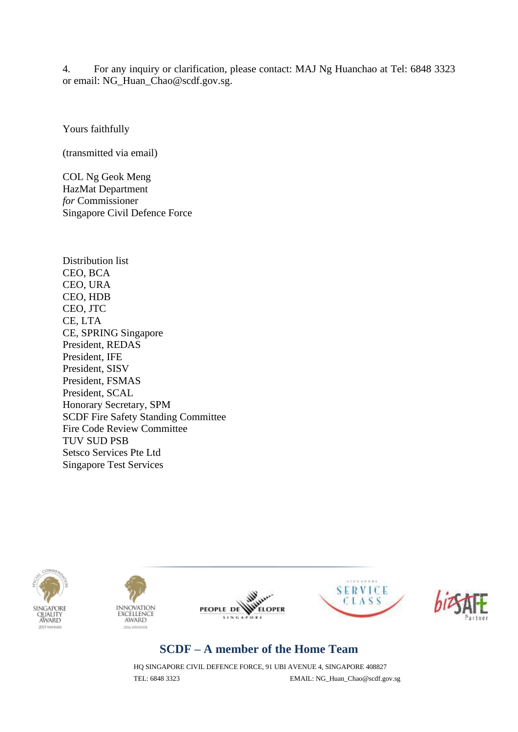4. For any inquiry or clarification, please contact: MAJ Ng Huanchao at Tel: 6848 3323 or email: NG_Huan_Chao@scdf.gov.sg.

Yours faithfully

(transmitted via email)

COL Ng Geok Meng  
HazMat Department  
*for* Commissioner  
Singapore Civil Defence Force

Distribution list  
CEO, BCA  
CEO, URA  
CEO, HDB  
CEO, JTC  
CE, LTA  
CE, SPRING Singapore  
President, REDAS  
President, IFE  
President, SISV  
President, FSMAS  
President, SCAL  
Honorary Secretary, SPM  
SCDF Fire Safety Standing Committee  
Fire Code Review Committee  
TUV SUD PSB  
Setsco Services Pte Ltd  
Singapore Test Services